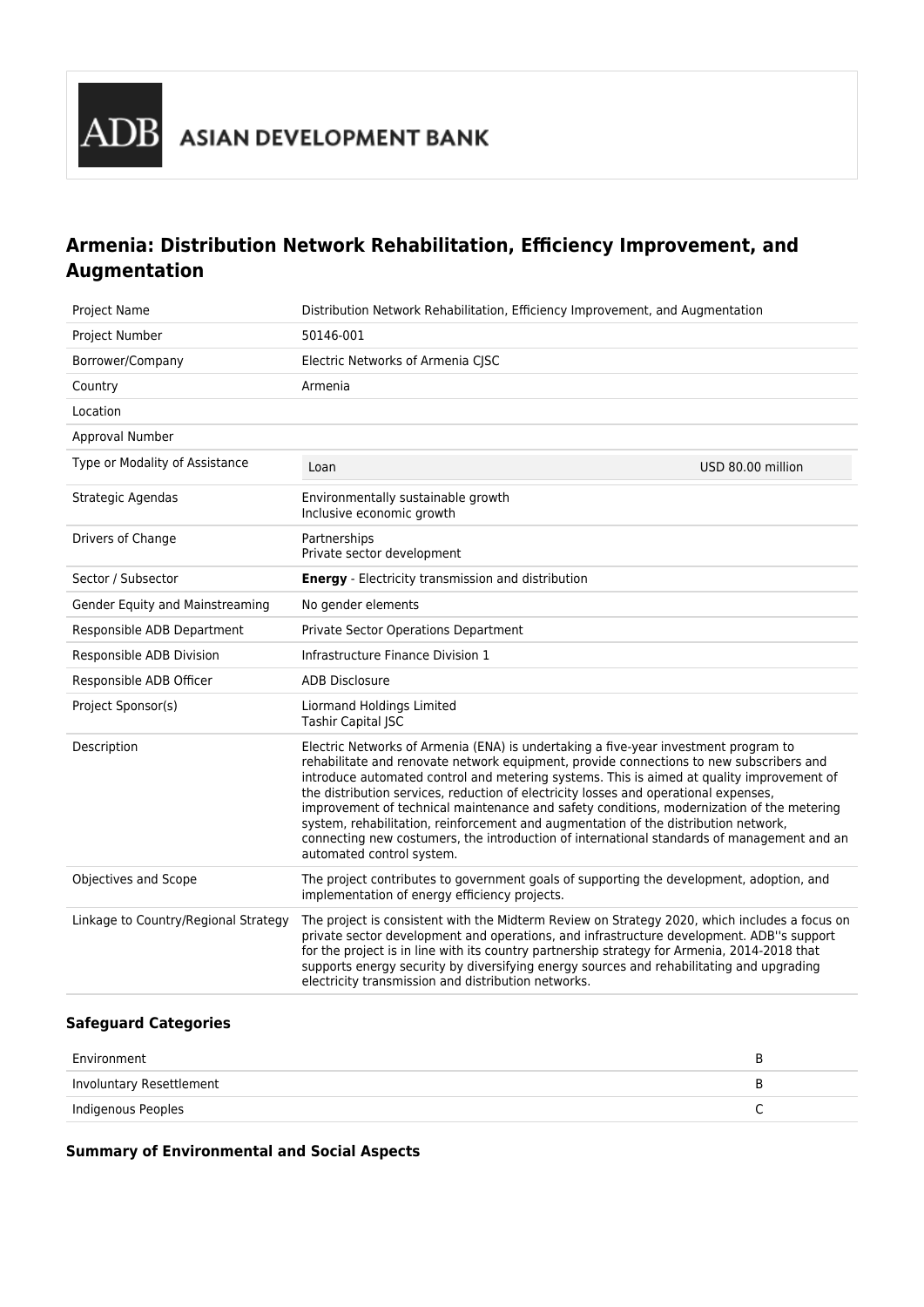ASIAN DEVELOPMENT BANK

# Armenia: Distribution Network Rehabilitation, Efficiency Improvement, and Augmentation

| | |
|---|---|
| Project Name | Distribution Network Rehabilitation, Efficiency Improvement, and Augmentation |
| Project Number | 50146-001 |
| Borrower/Company | Electric Networks of Armenia CJSC |
| Country | Armenia |
| Location | |
| Approval Number | |
| Type or Modality of Assistance | Loan — USD 80.00 million |
| Strategic Agendas | Environmentally sustainable growth<br>Inclusive economic growth |
| Drivers of Change | Partnerships<br>Private sector development |
| Sector / Subsector | **Energy** - Electricity transmission and distribution |
| Gender Equity and Mainstreaming | No gender elements |
| Responsible ADB Department | Private Sector Operations Department |
| Responsible ADB Division | Infrastructure Finance Division 1 |
| Responsible ADB Officer | ADB Disclosure |
| Project Sponsor(s) | Liormand Holdings Limited<br>Tashir Capital JSC |
| Description | Electric Networks of Armenia (ENA) is undertaking a five-year investment program to rehabilitate and renovate network equipment, provide connections to new subscribers and introduce automated control and metering systems. This is aimed at quality improvement of the distribution services, reduction of electricity losses and operational expenses, improvement of technical maintenance and safety conditions, modernization of the metering system, rehabilitation, reinforcement and augmentation of the distribution network, connecting new costumers, the introduction of international standards of management and an automated control system. |
| Objectives and Scope | The project contributes to government goals of supporting the development, adoption, and implementation of energy efficiency projects. |
| Linkage to Country/Regional Strategy | The project is consistent with the Midterm Review on Strategy 2020, which includes a focus on private sector development and operations, and infrastructure development. ADB''s support for the project is in line with its country partnership strategy for Armenia, 2014-2018 that supports energy security by diversifying energy sources and rehabilitating and upgrading electricity transmission and distribution networks. |

### Safeguard Categories

| | |
|---|---|
| Environment | B |
| Involuntary Resettlement | B |
| Indigenous Peoples | C |

### Summary of Environmental and Social Aspects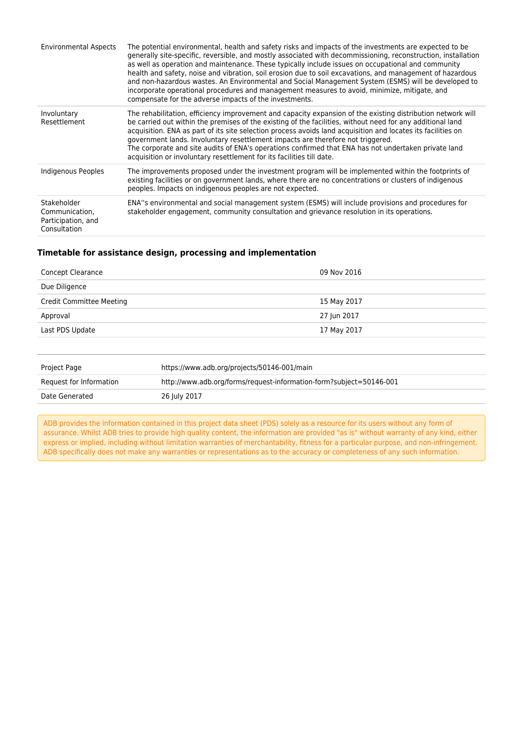| | |
|---|---|
| Environmental Aspects | The potential environmental, health and safety risks and impacts of the investments are expected to be generally site-specific, reversible, and mostly associated with decommissioning, reconstruction, installation as well as operation and maintenance. These typically include issues on occupational and community health and safety, noise and vibration, soil erosion due to soil excavations, and management of hazardous and non-hazardous wastes. An Environmental and Social Management System (ESMS) will be developed to incorporate operational procedures and management measures to avoid, minimize, mitigate, and compensate for the adverse impacts of the investments. |
| Involuntary Resettlement | The rehabilitation, efficiency improvement and capacity expansion of the existing distribution network will be carried out within the premises of the existing of the facilities, without need for any additional land acquisition. ENA as part of its site selection process avoids land acquisition and locates its facilities on government lands. Involuntary resettlement impacts are therefore not triggered.<br>The corporate and site audits of ENA's operations confirmed that ENA has not undertaken private land acquisition or involuntary resettlement for its facilities till date. |
| Indigenous Peoples | The improvements proposed under the investment program will be implemented within the footprints of existing facilities or on government lands, where there are no concentrations or clusters of indigenous peoples. Impacts on indigenous peoples are not expected. |
| Stakeholder Communication, Participation, and Consultation | ENA''s environmental and social management system (ESMS) will include provisions and procedures for stakeholder engagement, community consultation and grievance resolution in its operations. |

### Timetable for assistance design, processing and implementation

| | |
|---|---|
| Concept Clearance | 09 Nov 2016 |
| Due Diligence | |
| Credit Committee Meeting | 15 May 2017 |
| Approval | 27 Jun 2017 |
| Last PDS Update | 17 May 2017 |

| | |
|---|---|
| Project Page | https://www.adb.org/projects/50146-001/main |
| Request for Information | http://www.adb.org/forms/request-information-form?subject=50146-001 |
| Date Generated | 26 July 2017 |

ADB provides the information contained in this project data sheet (PDS) solely as a resource for its users without any form of assurance. Whilst ADB tries to provide high quality content, the information are provided "as is" without warranty of any kind, either express or implied, including without limitation warranties of merchantability, fitness for a particular purpose, and non-infringement. ADB specifically does not make any warranties or representations as to the accuracy or completeness of any such information.